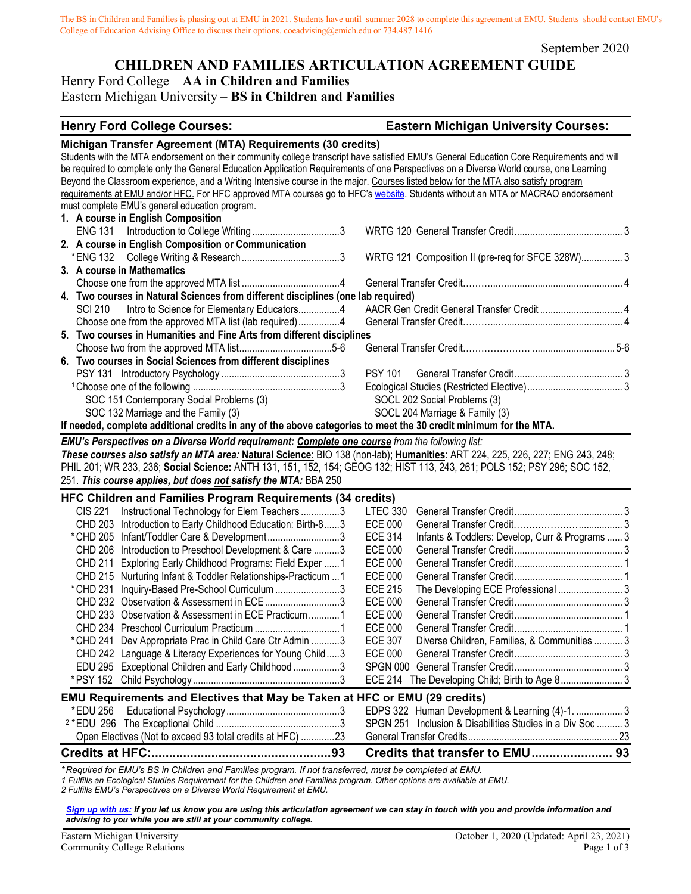The BS in Children and Families is phasing out at EMU in 2021. Students have until summer 2028 to complete this agreement at EMU. Students should contact EMU's College of Education Advising Office to discuss their options. coeadvising@emich.edu or 734.487.1416

September 2020

# CHILDREN AND FAMILIES ARTICULATION AGREEMENT GUIDE

Henry Ford College – **AA in Children and Families**
Eastern Michigan University – **BS in Children and Families**

| Henry Ford College Courses: | | | Eastern Michigan University Courses: | | |
|---|---|---|---|---|---|

### Michigan Transfer Agreement (MTA) Requirements (30 credits)

Students with the MTA endorsement on their community college transcript have satisfied EMU's General Education Core Requirements and will be required to complete only the General Education Application Requirements of one Perspectives on a Diverse World course, one Learning Beyond the Classroom experience, and a Writing Intensive course in the major. Courses listed below for the MTA also satisfy program requirements at EMU and/or HFC. For HFC approved MTA courses go to HFC's website. Students without an MTA or MACRAO endorsement must complete EMU's general education program.

| Henry Ford College Course | Title | Credits | EMU Course | Title | Credits |
|---|---|---|---|---|---|
| **1. A course in English Composition** | | | | | |
| ENG 131 | Introduction to College Writing | 3 | WRTG 120 | General Transfer Credit | 3 |
| **2. A course in English Composition or Communication** | | | | | |
| *ENG 132 | College Writing & Research | 3 | WRTG 121 | Composition II (pre-req for SFCE 328W) | 3 |
| **3. A course in Mathematics** | | | | | |
| | Choose one from the approved MTA list | 4 | | General Transfer Credit | 4 |
| **4. Two courses in Natural Sciences from different disciplines (one lab required)** | | | | | |
| SCI 210 | Intro to Science for Elementary Educators | 4 | | AACR Gen Credit General Transfer Credit | 4 |
| | Choose one from the approved MTA list (lab required) | 4 | | General Transfer Credit | 4 |
| **5. Two courses in Humanities and Fine Arts from different disciplines** | | | | | |
| | Choose two from the approved MTA list | 5-6 | | General Transfer Credit | 5-6 |
| **6. Two courses in Social Sciences from different disciplines** | | | | | |
| PSY 131 | Introductory Psychology | 3 | PSY 101 | General Transfer Credit | 3 |
| [1] | Choose one of the following | 3 | | Ecological Studies (Restricted Elective) | 3 |
| | SOC 151 Contemporary Social Problems (3) | | | SOCL 202 Social Problems (3) | |
| | SOC 132 Marriage and the Family (3) | | | SOCL 204 Marriage & Family (3) | |

**If needed, complete additional credits in any of the above categories to meet the 30 credit minimum for the MTA.**

***EMU's Perspectives on a Diverse World requirement: Complete one course** from the following list:*
***These courses also satisfy an MTA area:*** **Natural Science**: BIO 138 (non-lab); **Humanities**: ART 224, 225, 226, 227; ENG 243, 248; PHIL 201; WR 233, 236; **Social Science:** ANTH 131, 151, 152, 154; GEOG 132; HIST 113, 243, 261; POLS 152; PSY 296; SOC 152, 251. ***This course applies, but does not satisfy the MTA:*** BBA 250

### HFC Children and Families Program Requirements (34 credits)

| Henry Ford College Course | Title | Credits | EMU Course | Title | Credits |
|---|---|---|---|---|---|
| CIS 221 | Instructional Technology for Elem Teachers | 3 | LTEC 330 | General Transfer Credit | 3 |
| CHD 203 | Introduction to Early Childhood Education: Birth-8 | 3 | ECE 000 | General Transfer Credit | 3 |
| *CHD 205 | Infant/Toddler Care & Development | 3 | ECE 314 | Infants & Toddlers: Develop, Curr & Programs | 3 |
| CHD 206 | Introduction to Preschool Development & Care | 3 | ECE 000 | General Transfer Credit | 3 |
| CHD 211 | Exploring Early Childhood Programs: Field Exper | 1 | ECE 000 | General Transfer Credit | 1 |
| CHD 215 | Nurturing Infant & Toddler Relationships-Practicum | 1 | ECE 000 | General Transfer Credit | 1 |
| *CHD 231 | Inquiry-Based Pre-School Curriculum | 3 | ECE 215 | The Developing ECE Professional | 3 |
| CHD 232 | Observation & Assessment in ECE | 3 | ECE 000 | General Transfer Credit | 3 |
| CHD 233 | Observation & Assessment in ECE Practicum | 1 | ECE 000 | General Transfer Credit | 1 |
| CHD 234 | Preschool Curriculum Practicum | 1 | ECE 000 | General Transfer Credit | 1 |
| *CHD 241 | Dev Appropriate Prac in Child Care Ctr Admin | 3 | ECE 307 | Diverse Children, Families, & Communities | 3 |
| CHD 242 | Language & Literacy Experiences for Young Child | 3 | ECE 000 | General Transfer Credit | 3 |
| EDU 295 | Exceptional Children and Early Childhood | 3 | SPGN 000 | General Transfer Credit | 3 |
| *PSY 152 | Child Psychology | 3 | ECE 214 | The Developing Child; Birth to Age 8 | 3 |

### EMU Requirements and Electives that May be Taken at HFC or EMU (29 credits)

| Henry Ford College Course | Title | Credits | EMU Course | Title | Credits |
|---|---|---|---|---|---|
| *EDU 256 | Educational Psychology | 3 | EDPS 322 | Human Development & Learning (4)-1. | 3 |
| [2] *EDU 296 | The Exceptional Child | 3 | SPGN 251 | Inclusion & Disabilities Studies in a Div Soc | 3 |
| | Open Electives (Not to exceed 93 total credits at HFC) | 23 | | General Transfer Credits | 23 |
| **Credits at HFC:** | | **93** | **Credits that transfer to EMU** | | **93** |

*\*Required for EMU's BS in Children and Families program. If not transferred, must be completed at EMU.*
*1 Fulfills an Ecological Studies Requirement for the Children and Families program. Other options are available at EMU.*
*2 Fulfills EMU's Perspectives on a Diverse World Requirement at EMU.*

***Sign up with us:** If you let us know you are using this articulation agreement we can stay in touch with you and provide information and advising to you while you are still at your community college.*

Eastern Michigan University
Community College Relations

October 1, 2020 (Updated: April 23, 2021)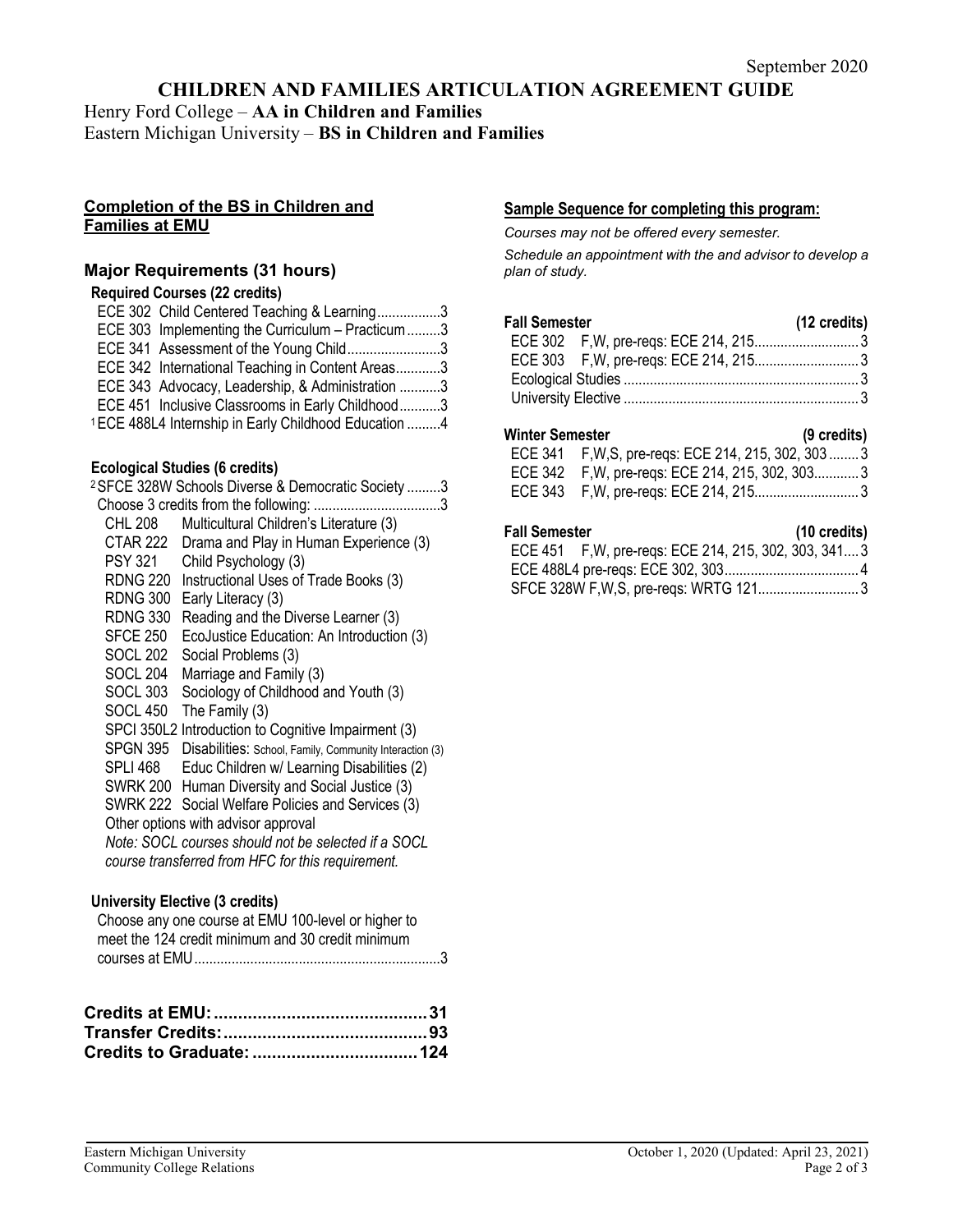September 2020

# CHILDREN AND FAMILIES ARTICULATION AGREEMENT GUIDE

Henry Ford College – **AA in Children and Families**
Eastern Michigan University – **BS in Children and Families**

## Completion of the BS in Children and Families at EMU

### Major Requirements (31 hours)

**Required Courses (22 credits)**

| | | |
|---|---|---|
| ECE 302 | Child Centered Teaching & Learning | 3 |
| ECE 303 | Implementing the Curriculum – Practicum | 3 |
| ECE 341 | Assessment of the Young Child | 3 |
| ECE 342 | International Teaching in Content Areas | 3 |
| ECE 343 | Advocacy, Leadership, & Administration | 3 |
| ECE 451 | Inclusive Classrooms in Early Childhood | 3 |
| [1]ECE 488L4 | Internship in Early Childhood Education | 4 |

**Ecological Studies (6 credits)**

[2]SFCE 328W Schools Diverse & Democratic Society ......... 3

Choose 3 credits from the following: ......... 3

- CHL 208 Multicultural Children's Literature (3)
- CTAR 222 Drama and Play in Human Experience (3)
- PSY 321 Child Psychology (3)
- RDNG 220 Instructional Uses of Trade Books (3)
- RDNG 300 Early Literacy (3)
- RDNG 330 Reading and the Diverse Learner (3)
- SFCE 250 EcoJustice Education: An Introduction (3)
- SOCL 202 Social Problems (3)
- SOCL 204 Marriage and Family (3)
- SOCL 303 Sociology of Childhood and Youth (3)
- SOCL 450 The Family (3)
- SPCI 350L2 Introduction to Cognitive Impairment (3)
- SPGN 395 Disabilities: School, Family, Community Interaction (3)
- SPLI 468 Educ Children w/ Learning Disabilities (2)
- SWRK 200 Human Diversity and Social Justice (3)
- SWRK 222 Social Welfare Policies and Services (3)
- Other options with advisor approval

*Note: SOCL courses should not be selected if a SOCL course transferred from HFC for this requirement.*

**University Elective (3 credits)**

Choose any one course at EMU 100-level or higher to meet the 124 credit minimum and 30 credit minimum courses at EMU ......... 3

**Credits at EMU: ......... 31**
**Transfer Credits: ......... 93**
**Credits to Graduate: ......... 124**

## Sample Sequence for completing this program:

*Courses may not be offered every semester.*

*Schedule an appointment with the and advisor to develop a plan of study.*

**Fall Semester (12 credits)**

| | | |
|---|---|---|
| ECE 302 | F,W, pre-reqs: ECE 214, 215 | 3 |
| ECE 303 | F,W, pre-reqs: ECE 214, 215 | 3 |
| Ecological Studies | | 3 |
| University Elective | | 3 |

**Winter Semester (9 credits)**

| | | |
|---|---|---|
| ECE 341 | F,W,S, pre-reqs: ECE 214, 215, 302, 303 | 3 |
| ECE 342 | F,W, pre-reqs: ECE 214, 215, 302, 303 | 3 |
| ECE 343 | F,W, pre-reqs: ECE 214, 215 | 3 |

**Fall Semester (10 credits)**

| | | |
|---|---|---|
| ECE 451 | F,W, pre-reqs: ECE 214, 215, 302, 303, 341 | 3 |
| ECE 488L4 | pre-reqs: ECE 302, 303 | 4 |
| SFCE 328W | F,W,S, pre-reqs: WRTG 121 | 3 |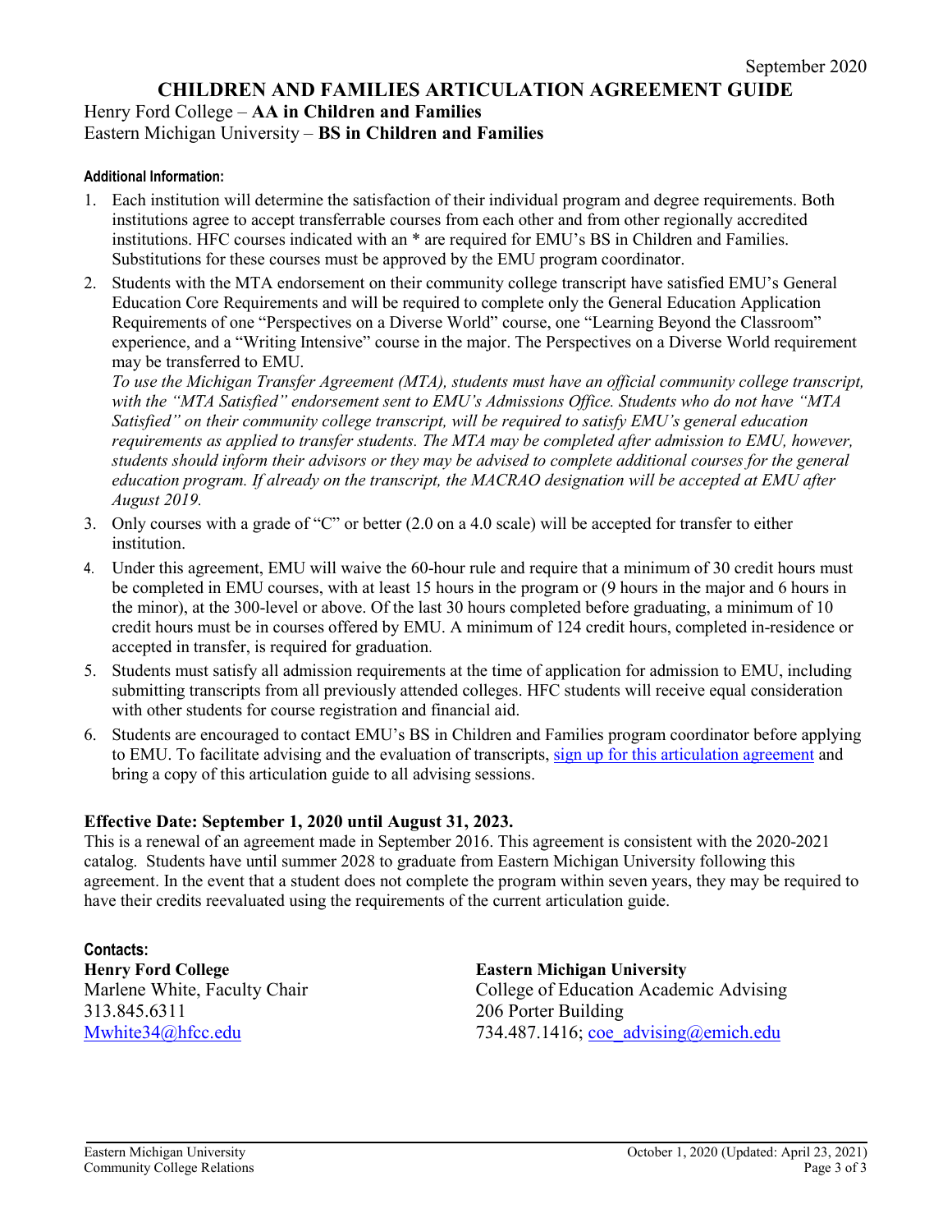September 2020

# CHILDREN AND FAMILIES ARTICULATION AGREEMENT GUIDE

Henry Ford College – **AA in Children and Families**
Eastern Michigan University – **BS in Children and Families**

**Additional Information:**

1. Each institution will determine the satisfaction of their individual program and degree requirements. Both institutions agree to accept transferrable courses from each other and from other regionally accredited institutions. HFC courses indicated with an * are required for EMU's BS in Children and Families. Substitutions for these courses must be approved by the EMU program coordinator.
2. Students with the MTA endorsement on their community college transcript have satisfied EMU's General Education Core Requirements and will be required to complete only the General Education Application Requirements of one "Perspectives on a Diverse World" course, one "Learning Beyond the Classroom" experience, and a "Writing Intensive" course in the major. The Perspectives on a Diverse World requirement may be transferred to EMU.
   *To use the Michigan Transfer Agreement (MTA), students must have an official community college transcript, with the "MTA Satisfied" endorsement sent to EMU's Admissions Office. Students who do not have "MTA Satisfied" on their community college transcript, will be required to satisfy EMU's general education requirements as applied to transfer students. The MTA may be completed after admission to EMU, however, students should inform their advisors or they may be advised to complete additional courses for the general education program. If already on the transcript, the MACRAO designation will be accepted at EMU after August 2019.*
3. Only courses with a grade of "C" or better (2.0 on a 4.0 scale) will be accepted for transfer to either institution.
4. Under this agreement, EMU will waive the 60-hour rule and require that a minimum of 30 credit hours must be completed in EMU courses, with at least 15 hours in the program or (9 hours in the major and 6 hours in the minor), at the 300-level or above. Of the last 30 hours completed before graduating, a minimum of 10 credit hours must be in courses offered by EMU. A minimum of 124 credit hours, completed in-residence or accepted in transfer, is required for graduation.
5. Students must satisfy all admission requirements at the time of application for admission to EMU, including submitting transcripts from all previously attended colleges. HFC students will receive equal consideration with other students for course registration and financial aid.
6. Students are encouraged to contact EMU's BS in Children and Families program coordinator before applying to EMU. To facilitate advising and the evaluation of transcripts, sign up for this articulation agreement and bring a copy of this articulation guide to all advising sessions.

## Effective Date: September 1, 2020 until August 31, 2023.

This is a renewal of an agreement made in September 2016. This agreement is consistent with the 2020-2021 catalog. Students have until summer 2028 to graduate from Eastern Michigan University following this agreement. In the event that a student does not complete the program within seven years, they may be required to have their credits reevaluated using the requirements of the current articulation guide.

**Contacts:**

**Henry Ford College**
Marlene White, Faculty Chair
313.845.6311
Mwhite34@hfcc.edu

**Eastern Michigan University**
College of Education Academic Advising
206 Porter Building
734.487.1416; coe_advising@emich.edu

Eastern Michigan University
Community College Relations

October 1, 2020 (Updated: April 23, 2021)